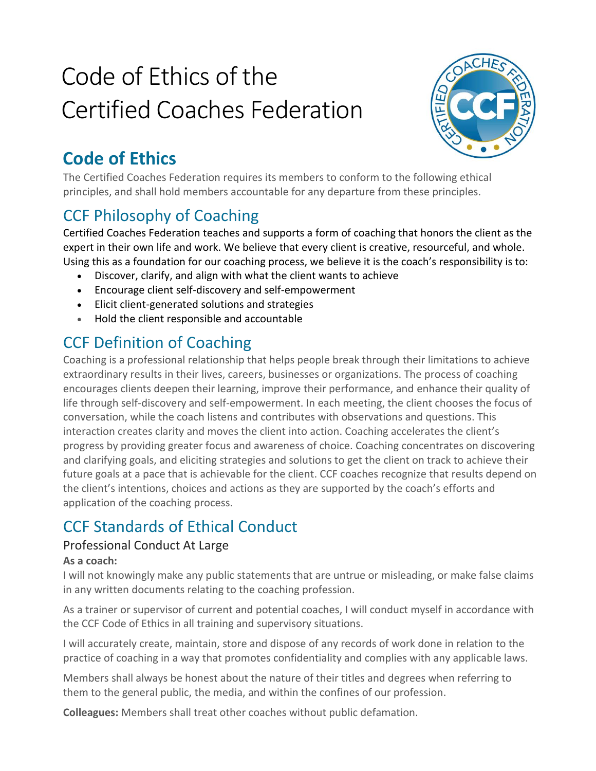# Code of Ethics of the Certified Coaches Federation

## Code of Ethics

The Certified Coaches Federation requires its members to conform to the following ethical principles, and shall hold members accountable for any departure from these principles.

## CCF Philosophy of Coaching

Certified Coaches Federation teaches and supports a form of coaching that honors the client as the expert in their own life and work. We believe that every client is creative, resourceful, and whole. Using this as a foundation for our coaching process, we believe it is the coach's responsibility is to:

- Discover, clarify, and align with what the client wants to achieve
- Encourage client self-discovery and self-empowerment
- Elicit client-generated solutions and strategies
- Hold the client responsible and accountable

## CCF Definition of Coaching

Coaching is a professional relationship that helps people break through their limitations to achieve extraordinary results in their lives, careers, businesses or organizations. The process of coaching encourages clients deepen their learning, improve their performance, and enhance their quality of life through self-discovery and self-empowerment. In each meeting, the client chooses the focus of conversation, while the coach listens and contributes with observations and questions. This interaction creates clarity and moves the client into action. Coaching accelerates the client's progress by providing greater focus and awareness of choice. Coaching concentrates on discovering and clarifying goals, and eliciting strategies and solutions to get the client on track to achieve their future goals at a pace that is achievable for the client. CCF coaches recognize that results depend on the client's intentions, choices and actions as they are supported by the coach's efforts and application of the coaching process.

## CCF Standards of Ethical Conduct

### Professional Conduct At Large

**As a coach:**

I will not knowingly make any public statements that are untrue or misleading, or make false claims in any written documents relating to the coaching profession.

As a trainer or supervisor of current and potential coaches, I will conduct myself in accordance with the CCF Code of Ethics in all training and supervisory situations.

I will accurately create, maintain, store and dispose of any records of work done in relation to the practice of coaching in a way that promotes confidentiality and complies with any applicable laws.

Members shall always be honest about the nature of their titles and degrees when referring to them to the general public, the media, and within the confines of our profession.

**Colleagues:** Members shall treat other coaches without public defamation.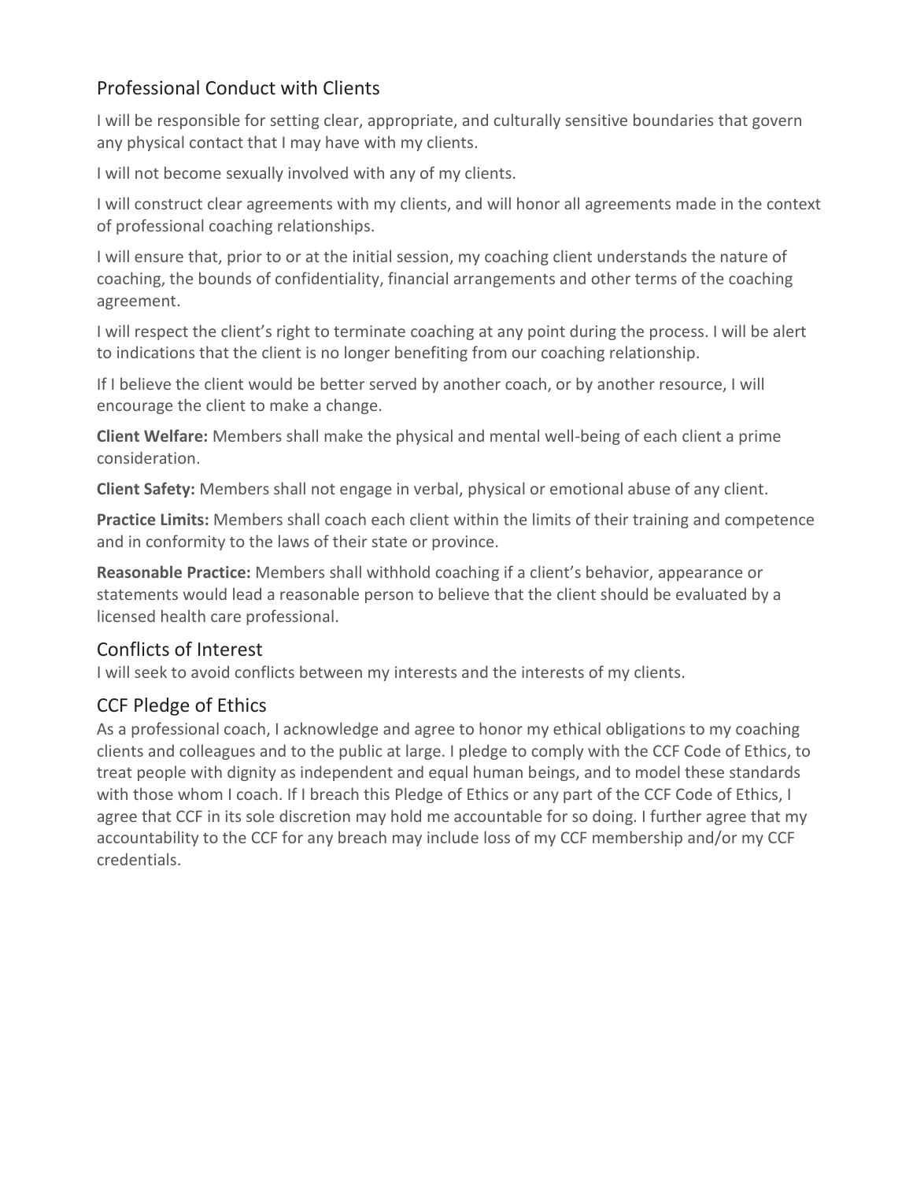## Professional Conduct with Clients

I will be responsible for setting clear, appropriate, and culturally sensitive boundaries that govern any physical contact that I may have with my clients.

I will not become sexually involved with any of my clients.

I will construct clear agreements with my clients, and will honor all agreements made in the context of professional coaching relationships.

I will ensure that, prior to or at the initial session, my coaching client understands the nature of coaching, the bounds of confidentiality, financial arrangements and other terms of the coaching agreement.

I will respect the client's right to terminate coaching at any point during the process. I will be alert to indications that the client is no longer benefiting from our coaching relationship.

If I believe the client would be better served by another coach, or by another resource, I will encourage the client to make a change.

**Client Welfare:** Members shall make the physical and mental well-being of each client a prime consideration.

**Client Safety:** Members shall not engage in verbal, physical or emotional abuse of any client.

**Practice Limits:** Members shall coach each client within the limits of their training and competence and in conformity to the laws of their state or province.

**Reasonable Practice:** Members shall withhold coaching if a client's behavior, appearance or statements would lead a reasonable person to believe that the client should be evaluated by a licensed health care professional.

## Conflicts of Interest

I will seek to avoid conflicts between my interests and the interests of my clients.

## CCF Pledge of Ethics

As a professional coach, I acknowledge and agree to honor my ethical obligations to my coaching clients and colleagues and to the public at large. I pledge to comply with the CCF Code of Ethics, to treat people with dignity as independent and equal human beings, and to model these standards with those whom I coach. If I breach this Pledge of Ethics or any part of the CCF Code of Ethics, I agree that CCF in its sole discretion may hold me accountable for so doing. I further agree that my accountability to the CCF for any breach may include loss of my CCF membership and/or my CCF credentials.